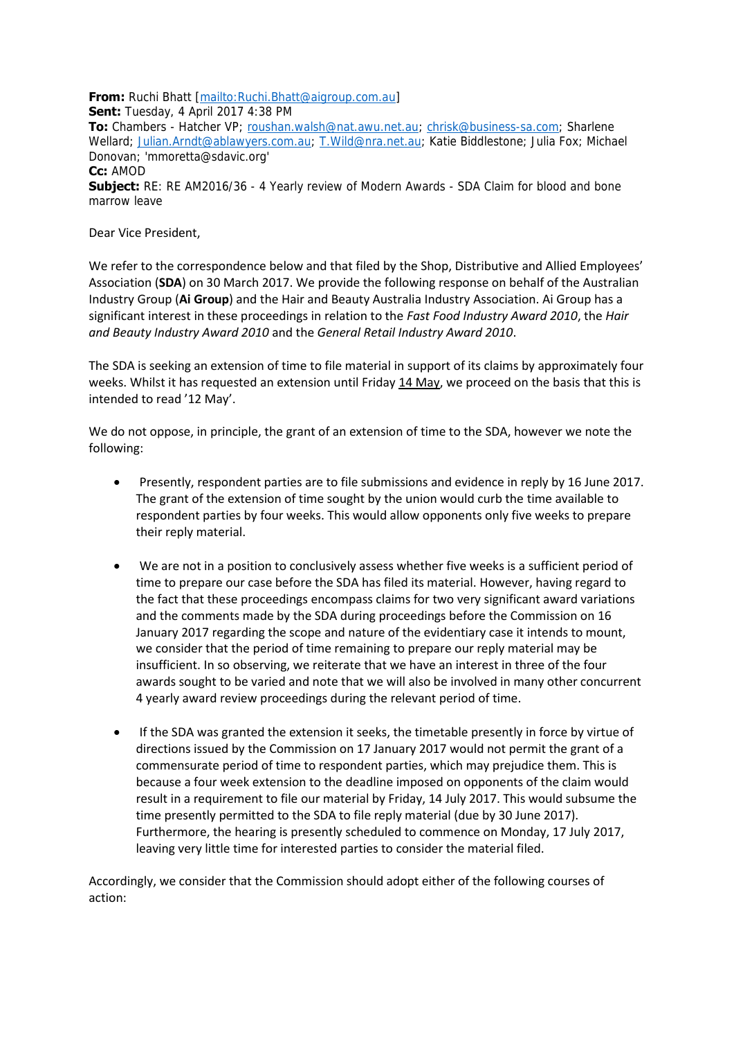**From:** Ruchi Bhatt [mailto:Ruchi.Bhatt@aigroup.com.au]
**Sent:** Tuesday, 4 April 2017 4:38 PM
**To:** Chambers - Hatcher VP; roushan.walsh@nat.awu.net.au; chrisk@business-sa.com; Sharlene Wellard; Julian.Arndt@ablawyers.com.au; T.Wild@nra.net.au; Katie Biddlestone; Julia Fox; Michael Donovan; 'mmoretta@sdavic.org'
**Cc:** AMOD
**Subject:** RE: RE AM2016/36 - 4 Yearly review of Modern Awards - SDA Claim for blood and bone marrow leave

Dear Vice President,

We refer to the correspondence below and that filed by the Shop, Distributive and Allied Employees' Association (**SDA**) on 30 March 2017. We provide the following response on behalf of the Australian Industry Group (**Ai Group**) and the Hair and Beauty Australia Industry Association. Ai Group has a significant interest in these proceedings in relation to the *Fast Food Industry Award 2010*, the *Hair and Beauty Industry Award 2010* and the *General Retail Industry Award 2010*.

The SDA is seeking an extension of time to file material in support of its claims by approximately four weeks. Whilst it has requested an extension until Friday 14 May, we proceed on the basis that this is intended to read '12 May'.

We do not oppose, in principle, the grant of an extension of time to the SDA, however we note the following:

- Presently, respondent parties are to file submissions and evidence in reply by 16 June 2017. The grant of the extension of time sought by the union would curb the time available to respondent parties by four weeks. This would allow opponents only five weeks to prepare their reply material.

- We are not in a position to conclusively assess whether five weeks is a sufficient period of time to prepare our case before the SDA has filed its material. However, having regard to the fact that these proceedings encompass claims for two very significant award variations and the comments made by the SDA during proceedings before the Commission on 16 January 2017 regarding the scope and nature of the evidentiary case it intends to mount, we consider that the period of time remaining to prepare our reply material may be insufficient. In so observing, we reiterate that we have an interest in three of the four awards sought to be varied and note that we will also be involved in many other concurrent 4 yearly award review proceedings during the relevant period of time.

- If the SDA was granted the extension it seeks, the timetable presently in force by virtue of directions issued by the Commission on 17 January 2017 would not permit the grant of a commensurate period of time to respondent parties, which may prejudice them. This is because a four week extension to the deadline imposed on opponents of the claim would result in a requirement to file our material by Friday, 14 July 2017. This would subsume the time presently permitted to the SDA to file reply material (due by 30 June 2017). Furthermore, the hearing is presently scheduled to commence on Monday, 17 July 2017, leaving very little time for interested parties to consider the material filed.

Accordingly, we consider that the Commission should adopt either of the following courses of action: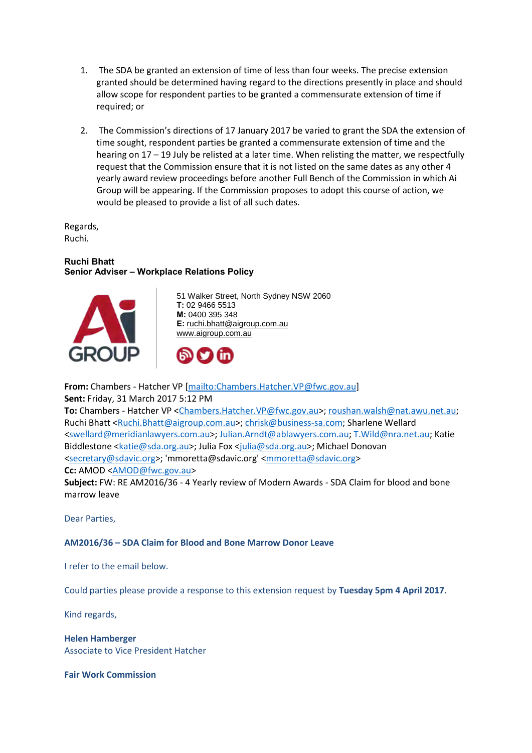1. The SDA be granted an extension of time of less than four weeks. The precise extension granted should be determined having regard to the directions presently in place and should allow scope for respondent parties to be granted a commensurate extension of time if required; or

2. The Commission's directions of 17 January 2017 be varied to grant the SDA the extension of time sought, respondent parties be granted a commensurate extension of time and the hearing on 17 – 19 July be relisted at a later time. When relisting the matter, we respectfully request that the Commission ensure that it is not listed on the same dates as any other 4 yearly award review proceedings before another Full Bench of the Commission in which Ai Group will be appearing. If the Commission proposes to adopt this course of action, we would be pleased to provide a list of all such dates.

Regards,
Ruchi.

**Ruchi Bhatt**
**Senior Adviser – Workplace Relations Policy**

51 Walker Street, North Sydney NSW 2060
**T:** 02 9466 5513
**M:** 0400 395 348
**E:** ruchi.bhatt@aigroup.com.au
www.aigroup.com.au

**From:** Chambers - Hatcher VP [mailto:Chambers.Hatcher.VP@fwc.gov.au]
**Sent:** Friday, 31 March 2017 5:12 PM
**To:** Chambers - Hatcher VP <Chambers.Hatcher.VP@fwc.gov.au>; roushan.walsh@nat.awu.net.au; Ruchi Bhatt <Ruchi.Bhatt@aigroup.com.au>; chrisk@business-sa.com; Sharlene Wellard <swellard@meridianlawyers.com.au>; Julian.Arndt@ablawyers.com.au; T.Wild@nra.net.au; Katie Biddlestone <katie@sda.org.au>; Julia Fox <julia@sda.org.au>; Michael Donovan <secretary@sdavic.org>; 'mmoretta@sdavic.org' <mmoretta@sdavic.org>
**Cc:** AMOD <AMOD@fwc.gov.au>
**Subject:** FW: RE AM2016/36 - 4 Yearly review of Modern Awards - SDA Claim for blood and bone marrow leave

Dear Parties,

**AM2016/36 – SDA Claim for Blood and Bone Marrow Donor Leave**

I refer to the email below.

Could parties please provide a response to this extension request by **Tuesday 5pm 4 April 2017.**

Kind regards,

**Helen Hamberger**
Associate to Vice President Hatcher

**Fair Work Commission**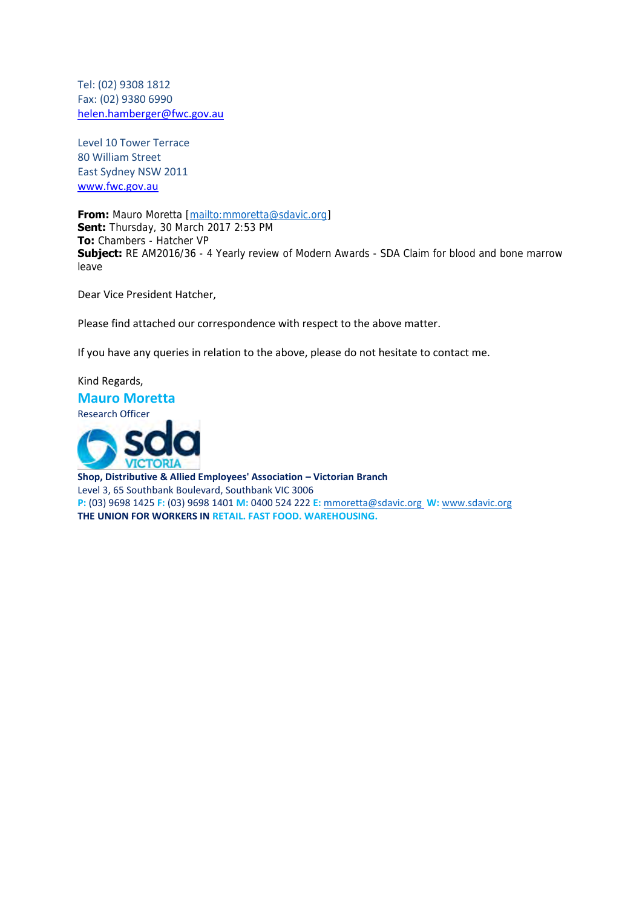Tel: (02) 9308 1812
Fax: (02) 9380 6990
helen.hamberger@fwc.gov.au

Level 10 Tower Terrace
80 William Street
East Sydney NSW 2011
www.fwc.gov.au

**From:** Mauro Moretta [mailto:mmoretta@sdavic.org]
**Sent:** Thursday, 30 March 2017 2:53 PM
**To:** Chambers - Hatcher VP
**Subject:** RE AM2016/36 - 4 Yearly review of Modern Awards - SDA Claim for blood and bone marrow leave

Dear Vice President Hatcher,

Please find attached our correspondence with respect to the above matter.

If you have any queries in relation to the above, please do not hesitate to contact me.

Kind Regards,

**Mauro Moretta**
Research Officer

sda VICTORIA

**Shop, Distributive & Allied Employees' Association – Victorian Branch**
Level 3, 65 Southbank Boulevard, Southbank VIC 3006
**P:** (03) 9698 1425 **F:** (03) 9698 1401 **M:** 0400 524 222 **E:** mmoretta@sdavic.org **W:** www.sdavic.org
**THE UNION FOR WORKERS IN RETAIL. FAST FOOD. WAREHOUSING.**